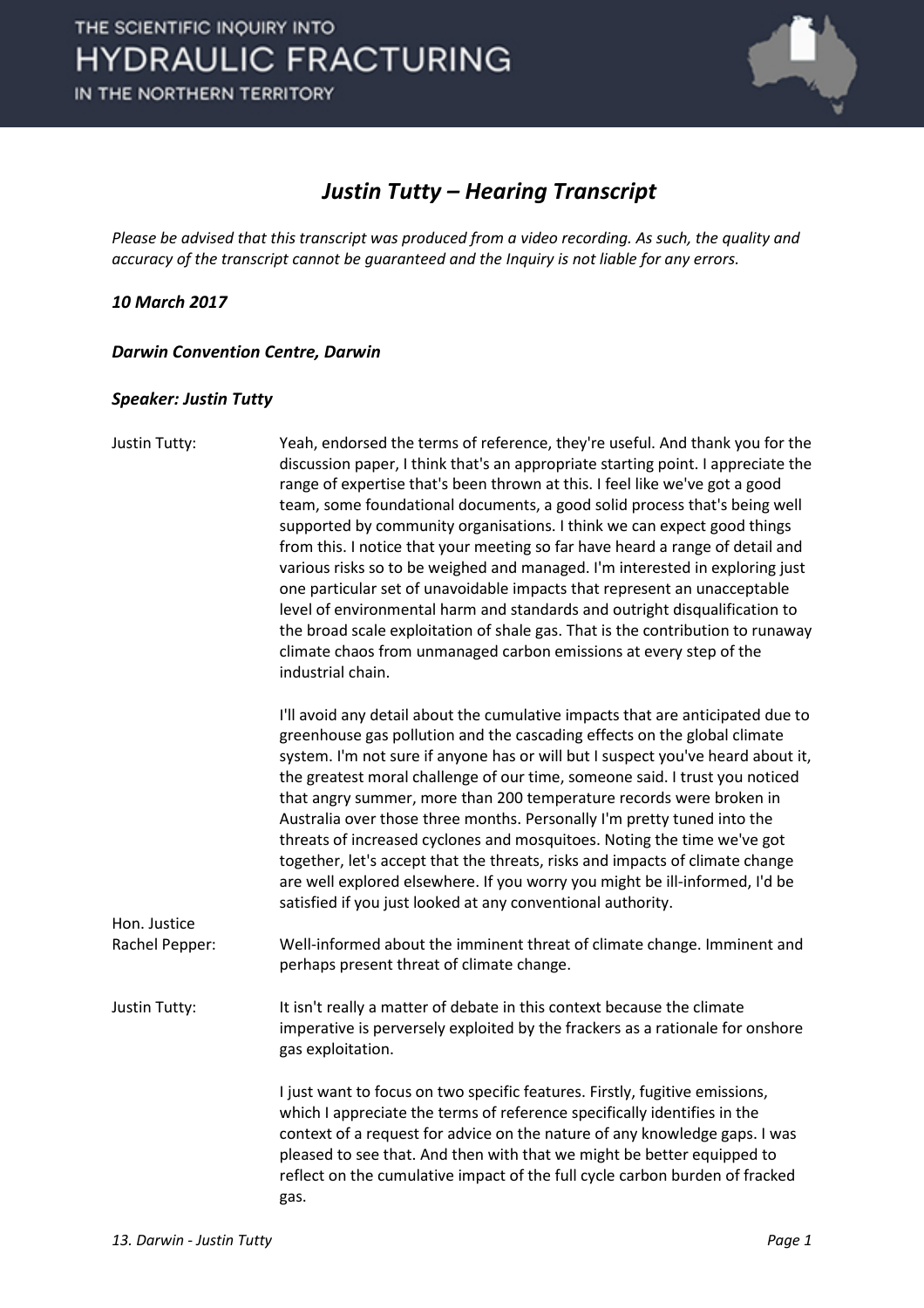# Justin Tutty – Hearing Transcript

*Please be advised that this transcript was produced from a video recording. As such, the quality and accuracy of the transcript cannot be guaranteed and the Inquiry is not liable for any errors.*

***10 March 2017***

***Darwin Convention Centre, Darwin***

***Speaker: Justin Tutty***

Justin Tutty: Yeah, endorsed the terms of reference, they're useful. And thank you for the discussion paper, I think that's an appropriate starting point. I appreciate the range of expertise that's been thrown at this. I feel like we've got a good team, some foundational documents, a good solid process that's being well supported by community organisations. I think we can expect good things from this. I notice that your meeting so far have heard a range of detail and various risks so to be weighed and managed. I'm interested in exploring just one particular set of unavoidable impacts that represent an unacceptable level of environmental harm and standards and outright disqualification to the broad scale exploitation of shale gas. That is the contribution to runaway climate chaos from unmanaged carbon emissions at every step of the industrial chain.

I'll avoid any detail about the cumulative impacts that are anticipated due to greenhouse gas pollution and the cascading effects on the global climate system. I'm not sure if anyone has or will but I suspect you've heard about it, the greatest moral challenge of our time, someone said. I trust you noticed that angry summer, more than 200 temperature records were broken in Australia over those three months. Personally I'm pretty tuned into the threats of increased cyclones and mosquitoes. Noting the time we've got together, let's accept that the threats, risks and impacts of climate change are well explored elsewhere. If you worry you might be ill-informed, I'd be satisfied if you just looked at any conventional authority.

Hon. Justice Rachel Pepper: Well-informed about the imminent threat of climate change. Imminent and perhaps present threat of climate change.

Justin Tutty: It isn't really a matter of debate in this context because the climate imperative is perversely exploited by the frackers as a rationale for onshore gas exploitation.

I just want to focus on two specific features. Firstly, fugitive emissions, which I appreciate the terms of reference specifically identifies in the context of a request for advice on the nature of any knowledge gaps. I was pleased to see that. And then with that we might be better equipped to reflect on the cumulative impact of the full cycle carbon burden of fracked gas.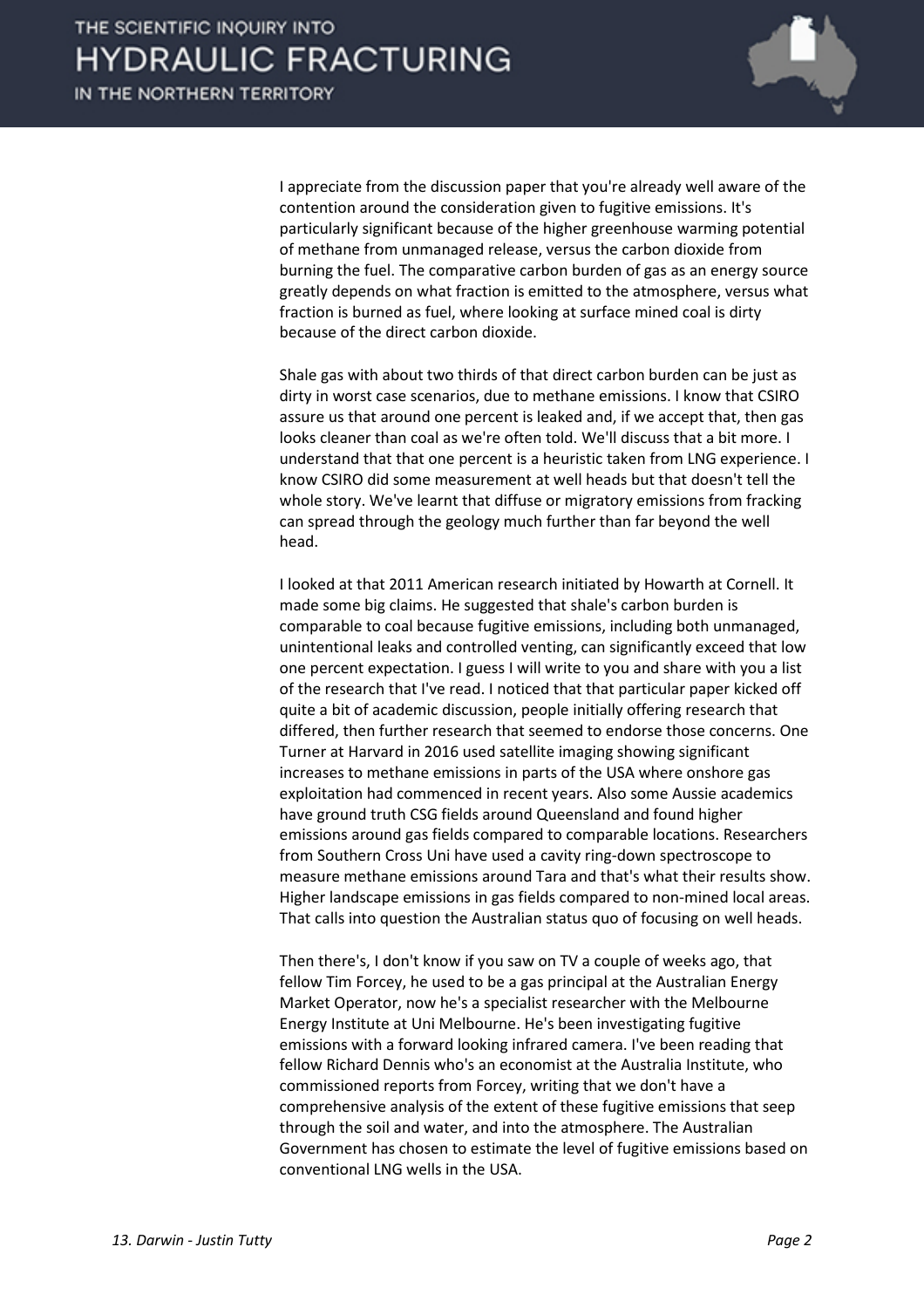I appreciate from the discussion paper that you're already well aware of the contention around the consideration given to fugitive emissions. It's particularly significant because of the higher greenhouse warming potential of methane from unmanaged release, versus the carbon dioxide from burning the fuel. The comparative carbon burden of gas as an energy source greatly depends on what fraction is emitted to the atmosphere, versus what fraction is burned as fuel, where looking at surface mined coal is dirty because of the direct carbon dioxide.

Shale gas with about two thirds of that direct carbon burden can be just as dirty in worst case scenarios, due to methane emissions. I know that CSIRO assure us that around one percent is leaked and, if we accept that, then gas looks cleaner than coal as we're often told. We'll discuss that a bit more. I understand that that one percent is a heuristic taken from LNG experience. I know CSIRO did some measurement at well heads but that doesn't tell the whole story. We've learnt that diffuse or migratory emissions from fracking can spread through the geology much further than far beyond the well head.

I looked at that 2011 American research initiated by Howarth at Cornell. It made some big claims. He suggested that shale's carbon burden is comparable to coal because fugitive emissions, including both unmanaged, unintentional leaks and controlled venting, can significantly exceed that low one percent expectation. I guess I will write to you and share with you a list of the research that I've read. I noticed that that particular paper kicked off quite a bit of academic discussion, people initially offering research that differed, then further research that seemed to endorse those concerns. One Turner at Harvard in 2016 used satellite imaging showing significant increases to methane emissions in parts of the USA where onshore gas exploitation had commenced in recent years. Also some Aussie academics have ground truth CSG fields around Queensland and found higher emissions around gas fields compared to comparable locations. Researchers from Southern Cross Uni have used a cavity ring-down spectroscope to measure methane emissions around Tara and that's what their results show. Higher landscape emissions in gas fields compared to non-mined local areas. That calls into question the Australian status quo of focusing on well heads.

Then there's, I don't know if you saw on TV a couple of weeks ago, that fellow Tim Forcey, he used to be a gas principal at the Australian Energy Market Operator, now he's a specialist researcher with the Melbourne Energy Institute at Uni Melbourne. He's been investigating fugitive emissions with a forward looking infrared camera. I've been reading that fellow Richard Dennis who's an economist at the Australia Institute, who commissioned reports from Forcey, writing that we don't have a comprehensive analysis of the extent of these fugitive emissions that seep through the soil and water, and into the atmosphere. The Australian Government has chosen to estimate the level of fugitive emissions based on conventional LNG wells in the USA.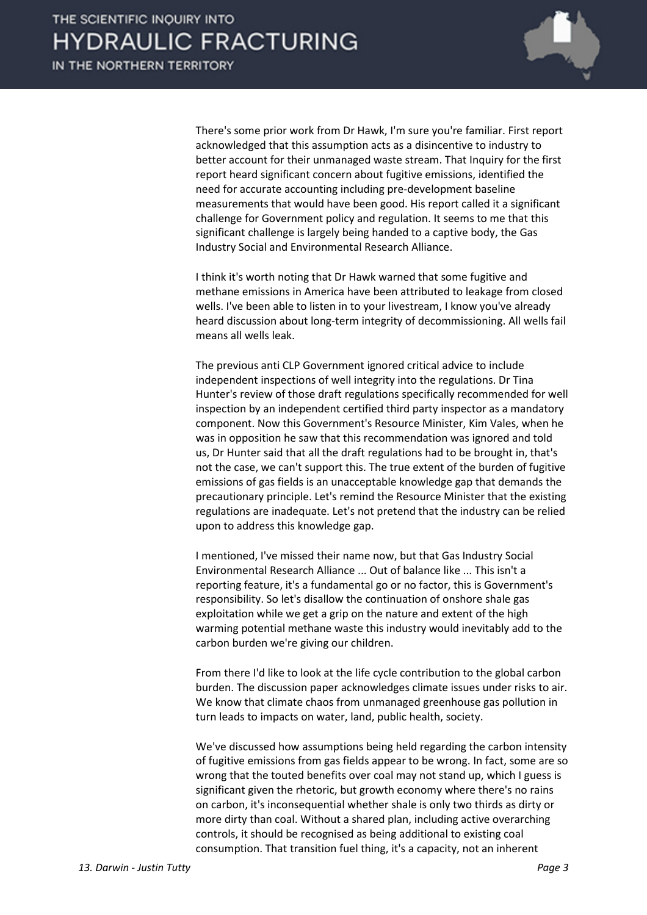There's some prior work from Dr Hawk, I'm sure you're familiar. First report acknowledged that this assumption acts as a disincentive to industry to better account for their unmanaged waste stream. That Inquiry for the first report heard significant concern about fugitive emissions, identified the need for accurate accounting including pre-development baseline measurements that would have been good. His report called it a significant challenge for Government policy and regulation. It seems to me that this significant challenge is largely being handed to a captive body, the Gas Industry Social and Environmental Research Alliance.

I think it's worth noting that Dr Hawk warned that some fugitive and methane emissions in America have been attributed to leakage from closed wells. I've been able to listen in to your livestream, I know you've already heard discussion about long-term integrity of decommissioning. All wells fail means all wells leak.

The previous anti CLP Government ignored critical advice to include independent inspections of well integrity into the regulations. Dr Tina Hunter's review of those draft regulations specifically recommended for well inspection by an independent certified third party inspector as a mandatory component. Now this Government's Resource Minister, Kim Vales, when he was in opposition he saw that this recommendation was ignored and told us, Dr Hunter said that all the draft regulations had to be brought in, that's not the case, we can't support this. The true extent of the burden of fugitive emissions of gas fields is an unacceptable knowledge gap that demands the precautionary principle. Let's remind the Resource Minister that the existing regulations are inadequate. Let's not pretend that the industry can be relied upon to address this knowledge gap.

I mentioned, I've missed their name now, but that Gas Industry Social Environmental Research Alliance ... Out of balance like ... This isn't a reporting feature, it's a fundamental go or no factor, this is Government's responsibility. So let's disallow the continuation of onshore shale gas exploitation while we get a grip on the nature and extent of the high warming potential methane waste this industry would inevitably add to the carbon burden we're giving our children.

From there I'd like to look at the life cycle contribution to the global carbon burden. The discussion paper acknowledges climate issues under risks to air. We know that climate chaos from unmanaged greenhouse gas pollution in turn leads to impacts on water, land, public health, society.

We've discussed how assumptions being held regarding the carbon intensity of fugitive emissions from gas fields appear to be wrong. In fact, some are so wrong that the touted benefits over coal may not stand up, which I guess is significant given the rhetoric, but growth economy where there's no rains on carbon, it's inconsequential whether shale is only two thirds as dirty or more dirty than coal. Without a shared plan, including active overarching controls, it should be recognised as being additional to existing coal consumption. That transition fuel thing, it's a capacity, not an inherent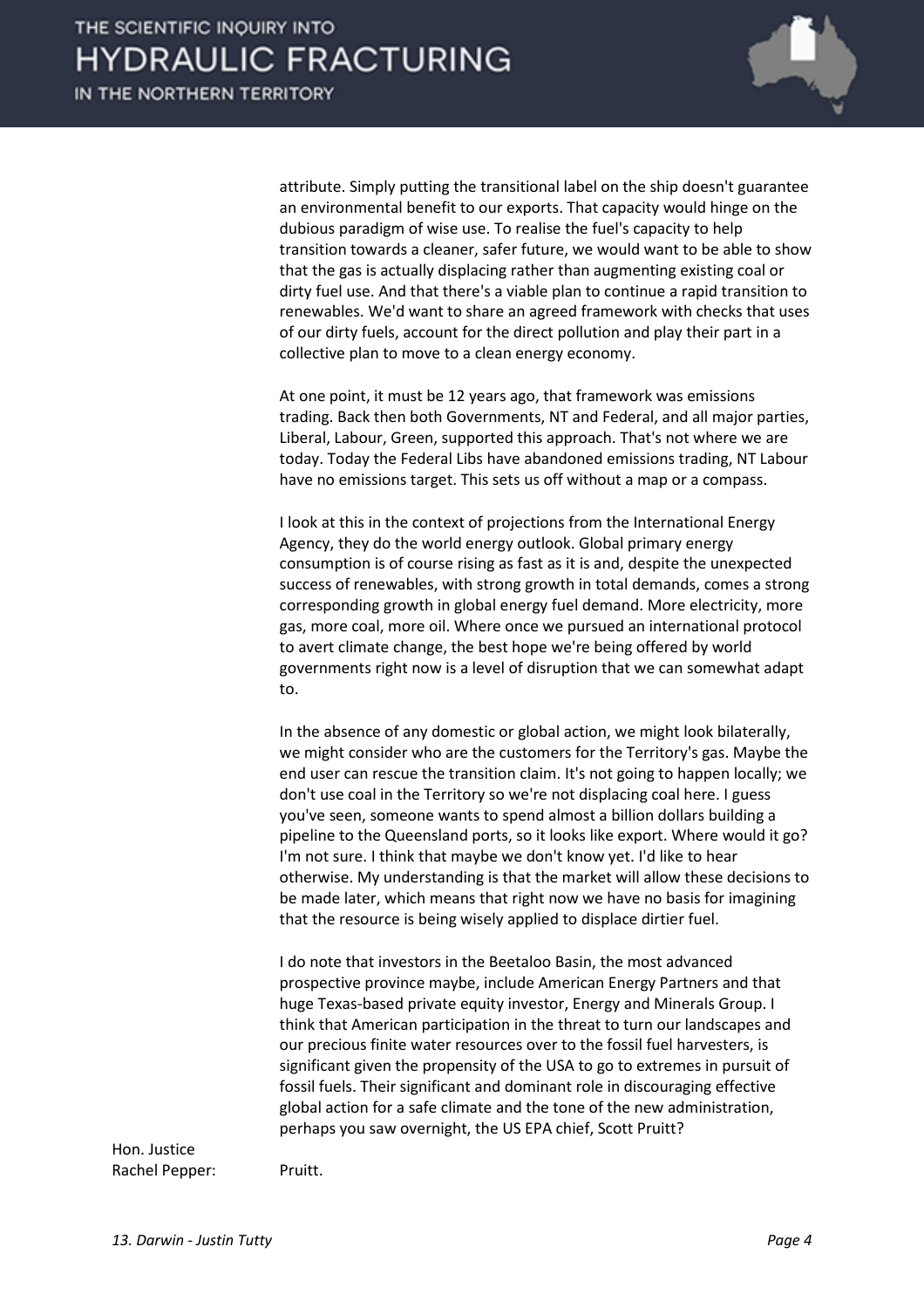attribute. Simply putting the transitional label on the ship doesn't guarantee an environmental benefit to our exports. That capacity would hinge on the dubious paradigm of wise use. To realise the fuel's capacity to help transition towards a cleaner, safer future, we would want to be able to show that the gas is actually displacing rather than augmenting existing coal or dirty fuel use. And that there's a viable plan to continue a rapid transition to renewables. We'd want to share an agreed framework with checks that uses of our dirty fuels, account for the direct pollution and play their part in a collective plan to move to a clean energy economy.

At one point, it must be 12 years ago, that framework was emissions trading. Back then both Governments, NT and Federal, and all major parties, Liberal, Labour, Green, supported this approach. That's not where we are today. Today the Federal Libs have abandoned emissions trading, NT Labour have no emissions target. This sets us off without a map or a compass.

I look at this in the context of projections from the International Energy Agency, they do the world energy outlook. Global primary energy consumption is of course rising as fast as it is and, despite the unexpected success of renewables, with strong growth in total demands, comes a strong corresponding growth in global energy fuel demand. More electricity, more gas, more coal, more oil. Where once we pursued an international protocol to avert climate change, the best hope we're being offered by world governments right now is a level of disruption that we can somewhat adapt to.

In the absence of any domestic or global action, we might look bilaterally, we might consider who are the customers for the Territory's gas. Maybe the end user can rescue the transition claim. It's not going to happen locally; we don't use coal in the Territory so we're not displacing coal here. I guess you've seen, someone wants to spend almost a billion dollars building a pipeline to the Queensland ports, so it looks like export. Where would it go? I'm not sure. I think that maybe we don't know yet. I'd like to hear otherwise. My understanding is that the market will allow these decisions to be made later, which means that right now we have no basis for imagining that the resource is being wisely applied to displace dirtier fuel.

I do note that investors in the Beetaloo Basin, the most advanced prospective province maybe, include American Energy Partners and that huge Texas-based private equity investor, Energy and Minerals Group. I think that American participation in the threat to turn our landscapes and our precious finite water resources over to the fossil fuel harvesters, is significant given the propensity of the USA to go to extremes in pursuit of fossil fuels. Their significant and dominant role in discouraging effective global action for a safe climate and the tone of the new administration, perhaps you saw overnight, the US EPA chief, Scott Pruitt?

Hon. Justice Rachel Pepper: Pruitt.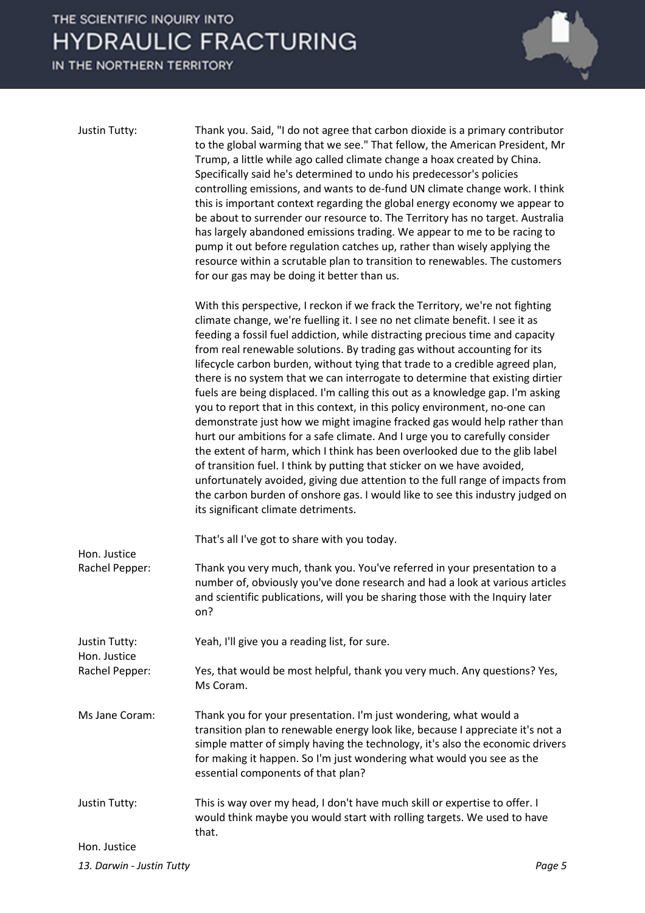**Justin Tutty:** Thank you. Said, "I do not agree that carbon dioxide is a primary contributor to the global warming that we see." That fellow, the American President, Mr Trump, a little while ago called climate change a hoax created by China. Specifically said he's determined to undo his predecessor's policies controlling emissions, and wants to de-fund UN climate change work. I think this is important context regarding the global energy economy we appear to be about to surrender our resource to. The Territory has no target. Australia has largely abandoned emissions trading. We appear to me to be racing to pump it out before regulation catches up, rather than wisely applying the resource within a scrutable plan to transition to renewables. The customers for our gas may be doing it better than us.

With this perspective, I reckon if we frack the Territory, we're not fighting climate change, we're fuelling it. I see no net climate benefit. I see it as feeding a fossil fuel addiction, while distracting precious time and capacity from real renewable solutions. By trading gas without accounting for its lifecycle carbon burden, without tying that trade to a credible agreed plan, there is no system that we can interrogate to determine that existing dirtier fuels are being displaced. I'm calling this out as a knowledge gap. I'm asking you to report that in this context, in this policy environment, no-one can demonstrate just how we might imagine fracked gas would help rather than hurt our ambitions for a safe climate. And I urge you to carefully consider the extent of harm, which I think has been overlooked due to the glib label of transition fuel. I think by putting that sticker on we have avoided, unfortunately avoided, giving due attention to the full range of impacts from the carbon burden of onshore gas. I would like to see this industry judged on its significant climate detriments.

That's all I've got to share with you today.

**Hon. Justice Rachel Pepper:** Thank you very much, thank you. You've referred in your presentation to a number of, obviously you've done research and had a look at various articles and scientific publications, will you be sharing those with the Inquiry later on?

**Justin Tutty:** Yeah, I'll give you a reading list, for sure.

**Hon. Justice Rachel Pepper:** Yes, that would be most helpful, thank you very much. Any questions? Yes, Ms Coram.

**Ms Jane Coram:** Thank you for your presentation. I'm just wondering, what would a transition plan to renewable energy look like, because I appreciate it's not a simple matter of simply having the technology, it's also the economic drivers for making it happen. So I'm just wondering what would you see as the essential components of that plan?

**Justin Tutty:** This is way over my head, I don't have much skill or expertise to offer. I would think maybe you would start with rolling targets. We used to have that.

**Hon. Justice**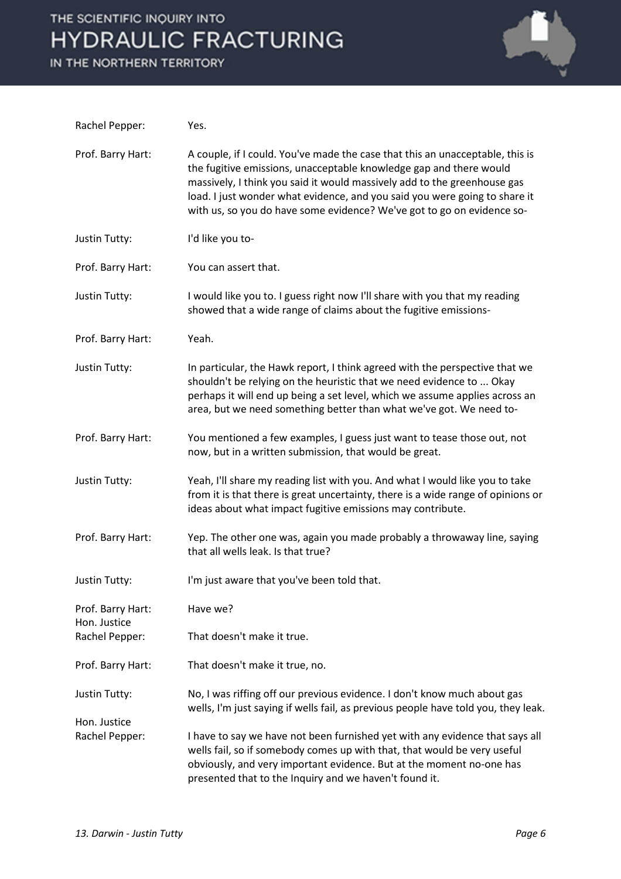Rachel Pepper: Yes.

Prof. Barry Hart: A couple, if I could. You've made the case that this an unacceptable, this is the fugitive emissions, unacceptable knowledge gap and there would massively, I think you said it would massively add to the greenhouse gas load. I just wonder what evidence, and you said you were going to share it with us, so you do have some evidence? We've got to go on evidence so-

Justin Tutty: I'd like you to-

Prof. Barry Hart: You can assert that.

Justin Tutty: I would like you to. I guess right now I'll share with you that my reading showed that a wide range of claims about the fugitive emissions-

Prof. Barry Hart: Yeah.

Justin Tutty: In particular, the Hawk report, I think agreed with the perspective that we shouldn't be relying on the heuristic that we need evidence to ... Okay perhaps it will end up being a set level, which we assume applies across an area, but we need something better than what we've got. We need to-

Prof. Barry Hart: You mentioned a few examples, I guess just want to tease those out, not now, but in a written submission, that would be great.

Justin Tutty: Yeah, I'll share my reading list with you. And what I would like you to take from it is that there is great uncertainty, there is a wide range of opinions or ideas about what impact fugitive emissions may contribute.

Prof. Barry Hart: Yep. The other one was, again you made probably a throwaway line, saying that all wells leak. Is that true?

Justin Tutty: I'm just aware that you've been told that.

Prof. Barry Hart: Have we?

Hon. Justice Rachel Pepper: That doesn't make it true.

Prof. Barry Hart: That doesn't make it true, no.

Justin Tutty: No, I was riffing off our previous evidence. I don't know much about gas wells, I'm just saying if wells fail, as previous people have told you, they leak.

Hon. Justice Rachel Pepper: I have to say we have not been furnished yet with any evidence that says all wells fail, so if somebody comes up with that, that would be very useful obviously, and very important evidence. But at the moment no-one has presented that to the Inquiry and we haven't found it.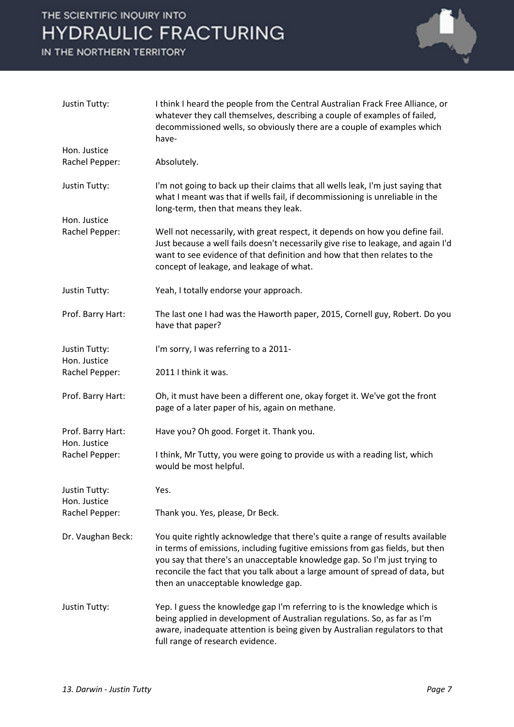Justin Tutty: I think I heard the people from the Central Australian Frack Free Alliance, or whatever they call themselves, describing a couple of examples of failed, decommissioned wells, so obviously there are a couple of examples which have-

Hon. Justice Rachel Pepper: Absolutely.

Justin Tutty: I'm not going to back up their claims that all wells leak, I'm just saying that what I meant was that if wells fail, if decommissioning is unreliable in the long-term, then that means they leak.

Hon. Justice Rachel Pepper: Well not necessarily, with great respect, it depends on how you define fail. Just because a well fails doesn't necessarily give rise to leakage, and again I'd want to see evidence of that definition and how that then relates to the concept of leakage, and leakage of what.

Justin Tutty: Yeah, I totally endorse your approach.

Prof. Barry Hart: The last one I had was the Haworth paper, 2015, Cornell guy, Robert. Do you have that paper?

Justin Tutty: I'm sorry, I was referring to a 2011-

Hon. Justice Rachel Pepper: 2011 I think it was.

Prof. Barry Hart: Oh, it must have been a different one, okay forget it. We've got the front page of a later paper of his, again on methane.

Prof. Barry Hart: Have you? Oh good. Forget it. Thank you.

Hon. Justice Rachel Pepper: I think, Mr Tutty, you were going to provide us with a reading list, which would be most helpful.

Justin Tutty: Yes.

Hon. Justice Rachel Pepper: Thank you. Yes, please, Dr Beck.

Dr. Vaughan Beck: You quite rightly acknowledge that there's quite a range of results available in terms of emissions, including fugitive emissions from gas fields, but then you say that there's an unacceptable knowledge gap. So I'm just trying to reconcile the fact that you talk about a large amount of spread of data, but then an unacceptable knowledge gap.

Justin Tutty: Yep. I guess the knowledge gap I'm referring to is the knowledge which is being applied in development of Australian regulations. So, as far as I'm aware, inadequate attention is being given by Australian regulators to that full range of research evidence.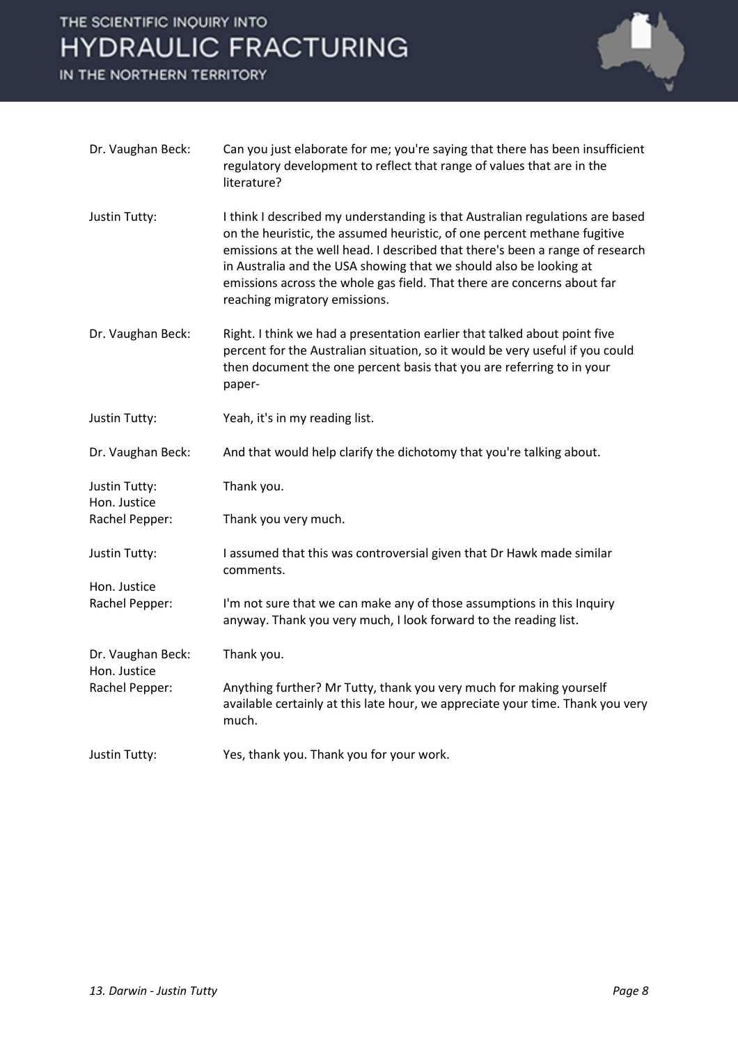Dr. Vaughan Beck: Can you just elaborate for me; you're saying that there has been insufficient regulatory development to reflect that range of values that are in the literature?

Justin Tutty: I think I described my understanding is that Australian regulations are based on the heuristic, the assumed heuristic, of one percent methane fugitive emissions at the well head. I described that there's been a range of research in Australia and the USA showing that we should also be looking at emissions across the whole gas field. That there are concerns about far reaching migratory emissions.

Dr. Vaughan Beck: Right. I think we had a presentation earlier that talked about point five percent for the Australian situation, so it would be very useful if you could then document the one percent basis that you are referring to in your paper-

Justin Tutty: Yeah, it's in my reading list.

Dr. Vaughan Beck: And that would help clarify the dichotomy that you're talking about.

Justin Tutty: Thank you.

Hon. Justice Rachel Pepper: Thank you very much.

Justin Tutty: I assumed that this was controversial given that Dr Hawk made similar comments.

Hon. Justice Rachel Pepper: I'm not sure that we can make any of those assumptions in this Inquiry anyway. Thank you very much, I look forward to the reading list.

Dr. Vaughan Beck: Thank you.

Hon. Justice Rachel Pepper: Anything further? Mr Tutty, thank you very much for making yourself available certainly at this late hour, we appreciate your time. Thank you very much.

Justin Tutty: Yes, thank you. Thank you for your work.